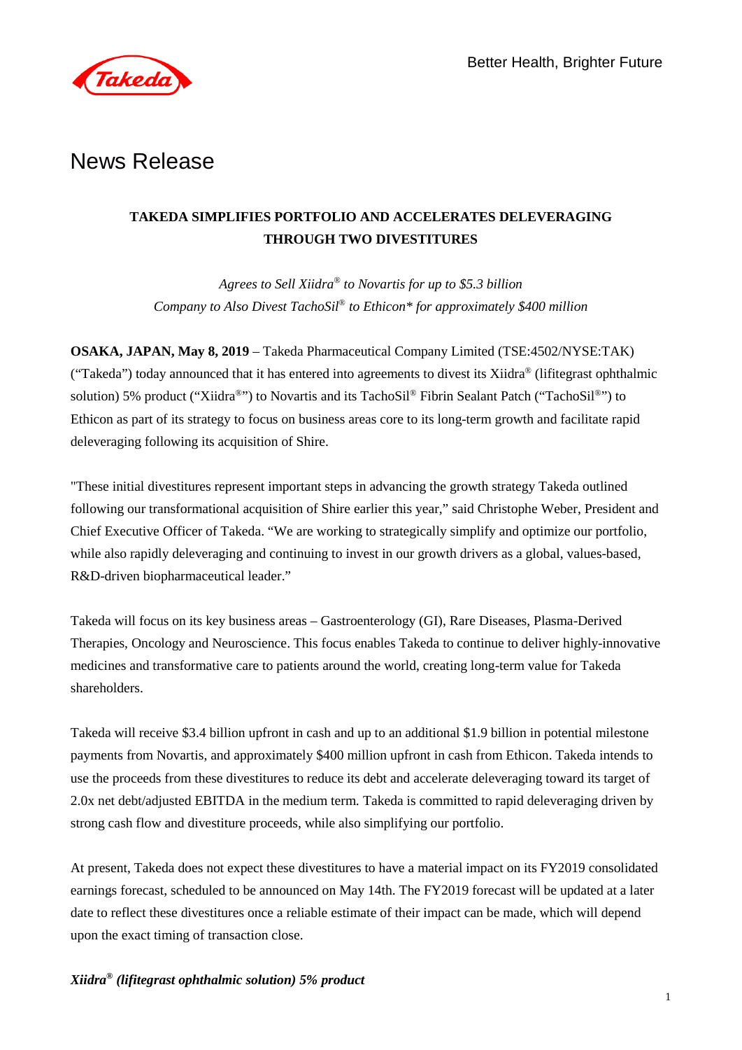Better Health, Brighter Future

# News Release

## TAKEDA SIMPLIFIES PORTFOLIO AND ACCELERATES DELEVERAGING THROUGH TWO DIVESTITURES

*Agrees to Sell Xiidra® to Novartis for up to $5.3 billion*
*Company to Also Divest TachoSil® to Ethicon* for approximately $400 million*

**OSAKA, JAPAN, May 8, 2019** – Takeda Pharmaceutical Company Limited (TSE:4502/NYSE:TAK) ("Takeda") today announced that it has entered into agreements to divest its Xiidra® (lifitegrast ophthalmic solution) 5% product ("Xiidra®") to Novartis and its TachoSil® Fibrin Sealant Patch ("TachoSil®") to Ethicon as part of its strategy to focus on business areas core to its long-term growth and facilitate rapid deleveraging following its acquisition of Shire.

"These initial divestitures represent important steps in advancing the growth strategy Takeda outlined following our transformational acquisition of Shire earlier this year," said Christophe Weber, President and Chief Executive Officer of Takeda. "We are working to strategically simplify and optimize our portfolio, while also rapidly deleveraging and continuing to invest in our growth drivers as a global, values-based, R&D-driven biopharmaceutical leader."

Takeda will focus on its key business areas – Gastroenterology (GI), Rare Diseases, Plasma-Derived Therapies, Oncology and Neuroscience. This focus enables Takeda to continue to deliver highly-innovative medicines and transformative care to patients around the world, creating long-term value for Takeda shareholders.

Takeda will receive $3.4 billion upfront in cash and up to an additional $1.9 billion in potential milestone payments from Novartis, and approximately $400 million upfront in cash from Ethicon. Takeda intends to use the proceeds from these divestitures to reduce its debt and accelerate deleveraging toward its target of 2.0x net debt/adjusted EBITDA in the medium term. Takeda is committed to rapid deleveraging driven by strong cash flow and divestiture proceeds, while also simplifying our portfolio.

At present, Takeda does not expect these divestitures to have a material impact on its FY2019 consolidated earnings forecast, scheduled to be announced on May 14th. The FY2019 forecast will be updated at a later date to reflect these divestitures once a reliable estimate of their impact can be made, which will depend upon the exact timing of transaction close.

### *Xiidra® (lifitegrast ophthalmic solution) 5% product*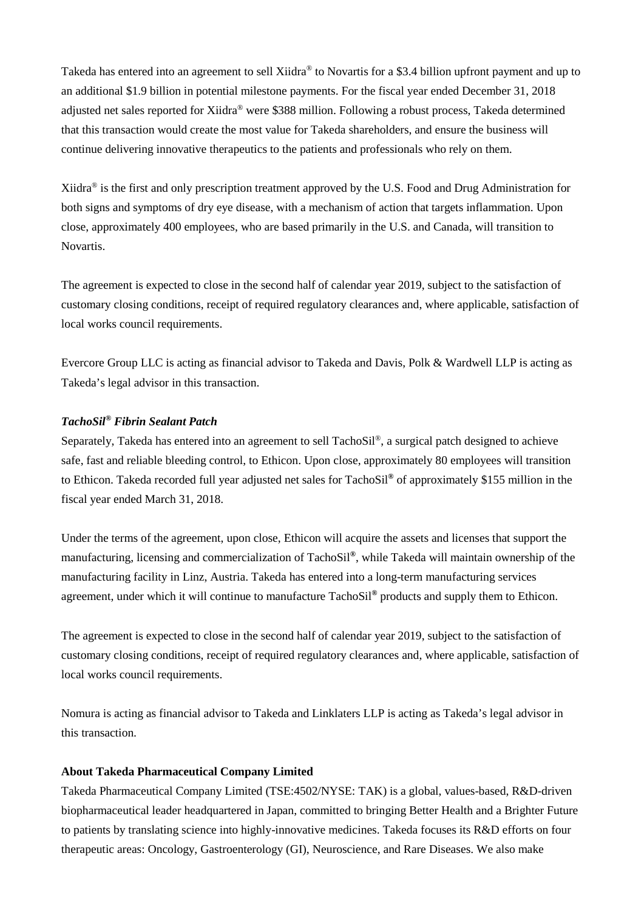Takeda has entered into an agreement to sell Xiidra® to Novartis for a $3.4 billion upfront payment and up to an additional $1.9 billion in potential milestone payments. For the fiscal year ended December 31, 2018 adjusted net sales reported for Xiidra® were $388 million. Following a robust process, Takeda determined that this transaction would create the most value for Takeda shareholders, and ensure the business will continue delivering innovative therapeutics to the patients and professionals who rely on them.

Xiidra® is the first and only prescription treatment approved by the U.S. Food and Drug Administration for both signs and symptoms of dry eye disease, with a mechanism of action that targets inflammation. Upon close, approximately 400 employees, who are based primarily in the U.S. and Canada, will transition to Novartis.

The agreement is expected to close in the second half of calendar year 2019, subject to the satisfaction of customary closing conditions, receipt of required regulatory clearances and, where applicable, satisfaction of local works council requirements.

Evercore Group LLC is acting as financial advisor to Takeda and Davis, Polk & Wardwell LLP is acting as Takeda's legal advisor in this transaction.

***TachoSil® Fibrin Sealant Patch***

Separately, Takeda has entered into an agreement to sell TachoSil®, a surgical patch designed to achieve safe, fast and reliable bleeding control, to Ethicon. Upon close, approximately 80 employees will transition to Ethicon. Takeda recorded full year adjusted net sales for TachoSil® of approximately $155 million in the fiscal year ended March 31, 2018.

Under the terms of the agreement, upon close, Ethicon will acquire the assets and licenses that support the manufacturing, licensing and commercialization of TachoSil®, while Takeda will maintain ownership of the manufacturing facility in Linz, Austria. Takeda has entered into a long-term manufacturing services agreement, under which it will continue to manufacture TachoSil® products and supply them to Ethicon.

The agreement is expected to close in the second half of calendar year 2019, subject to the satisfaction of customary closing conditions, receipt of required regulatory clearances and, where applicable, satisfaction of local works council requirements.

Nomura is acting as financial advisor to Takeda and Linklaters LLP is acting as Takeda's legal advisor in this transaction.

**About Takeda Pharmaceutical Company Limited**

Takeda Pharmaceutical Company Limited (TSE:4502/NYSE: TAK) is a global, values-based, R&D-driven biopharmaceutical leader headquartered in Japan, committed to bringing Better Health and a Brighter Future to patients by translating science into highly-innovative medicines. Takeda focuses its R&D efforts on four therapeutic areas: Oncology, Gastroenterology (GI), Neuroscience, and Rare Diseases. We also make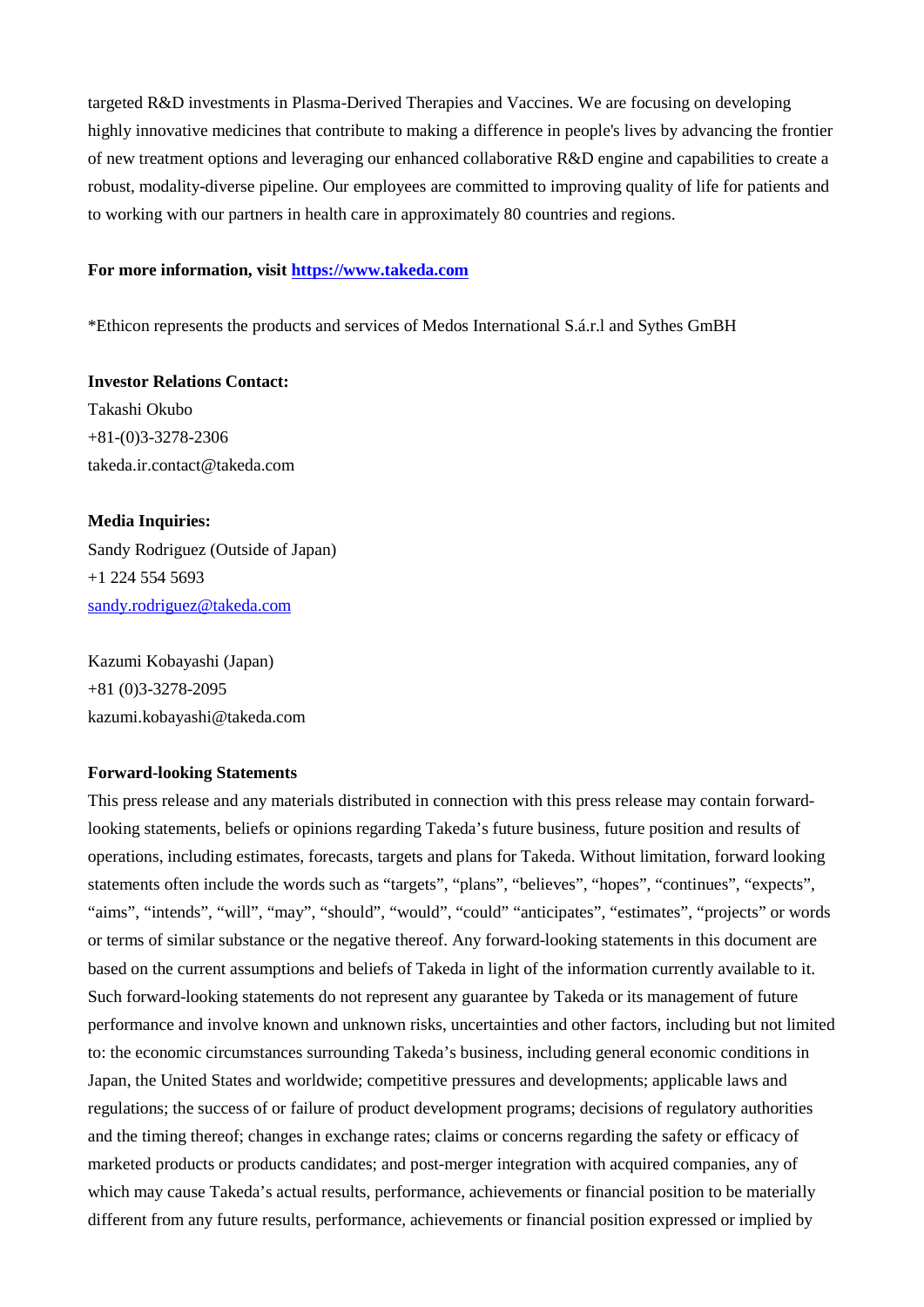targeted R&D investments in Plasma-Derived Therapies and Vaccines. We are focusing on developing highly innovative medicines that contribute to making a difference in people's lives by advancing the frontier of new treatment options and leveraging our enhanced collaborative R&D engine and capabilities to create a robust, modality-diverse pipeline. Our employees are committed to improving quality of life for patients and to working with our partners in health care in approximately 80 countries and regions.

**For more information, visit [https://www.takeda.com](https://www.takeda.com)**

*Ethicon represents the products and services of Medos International S.á.r.l and Sythes GmBH

**Investor Relations Contact:**
Takashi Okubo
+81-(0)3-3278-2306
takeda.ir.contact@takeda.com

**Media Inquiries:**
Sandy Rodriguez (Outside of Japan)
+1 224 554 5693
[sandy.rodriguez@takeda.com](mailto:sandy.rodriguez@takeda.com)

Kazumi Kobayashi (Japan)
+81 (0)3-3278-2095
kazumi.kobayashi@takeda.com

**Forward-looking Statements**

This press release and any materials distributed in connection with this press release may contain forward-looking statements, beliefs or opinions regarding Takeda's future business, future position and results of operations, including estimates, forecasts, targets and plans for Takeda. Without limitation, forward looking statements often include the words such as "targets", "plans", "believes", "hopes", "continues", "expects", "aims", "intends", "will", "may", "should", "would", "could" "anticipates", "estimates", "projects" or words or terms of similar substance or the negative thereof. Any forward-looking statements in this document are based on the current assumptions and beliefs of Takeda in light of the information currently available to it. Such forward-looking statements do not represent any guarantee by Takeda or its management of future performance and involve known and unknown risks, uncertainties and other factors, including but not limited to: the economic circumstances surrounding Takeda's business, including general economic conditions in Japan, the United States and worldwide; competitive pressures and developments; applicable laws and regulations; the success of or failure of product development programs; decisions of regulatory authorities and the timing thereof; changes in exchange rates; claims or concerns regarding the safety or efficacy of marketed products or products candidates; and post-merger integration with acquired companies, any of which may cause Takeda's actual results, performance, achievements or financial position to be materially different from any future results, performance, achievements or financial position expressed or implied by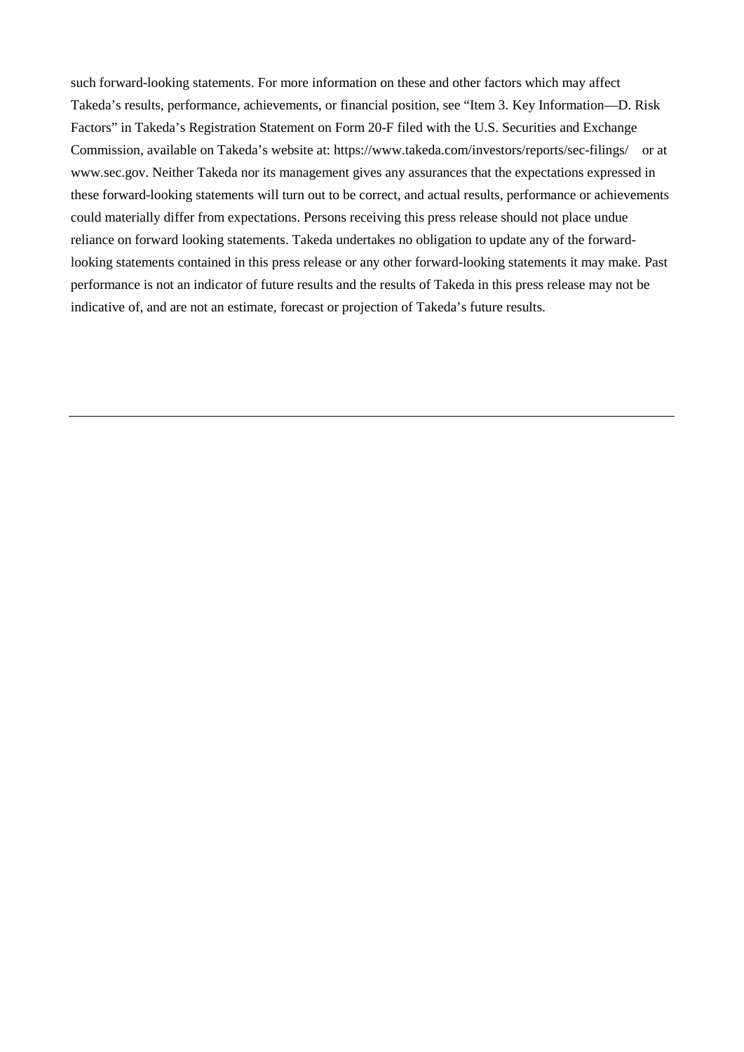such forward-looking statements. For more information on these and other factors which may affect Takeda's results, performance, achievements, or financial position, see "Item 3. Key Information—D. Risk Factors" in Takeda's Registration Statement on Form 20-F filed with the U.S. Securities and Exchange Commission, available on Takeda's website at: https://www.takeda.com/investors/reports/sec-filings/ or at www.sec.gov. Neither Takeda nor its management gives any assurances that the expectations expressed in these forward-looking statements will turn out to be correct, and actual results, performance or achievements could materially differ from expectations. Persons receiving this press release should not place undue reliance on forward looking statements. Takeda undertakes no obligation to update any of the forward-looking statements contained in this press release or any other forward-looking statements it may make. Past performance is not an indicator of future results and the results of Takeda in this press release may not be indicative of, and are not an estimate, forecast or projection of Takeda's future results.

---